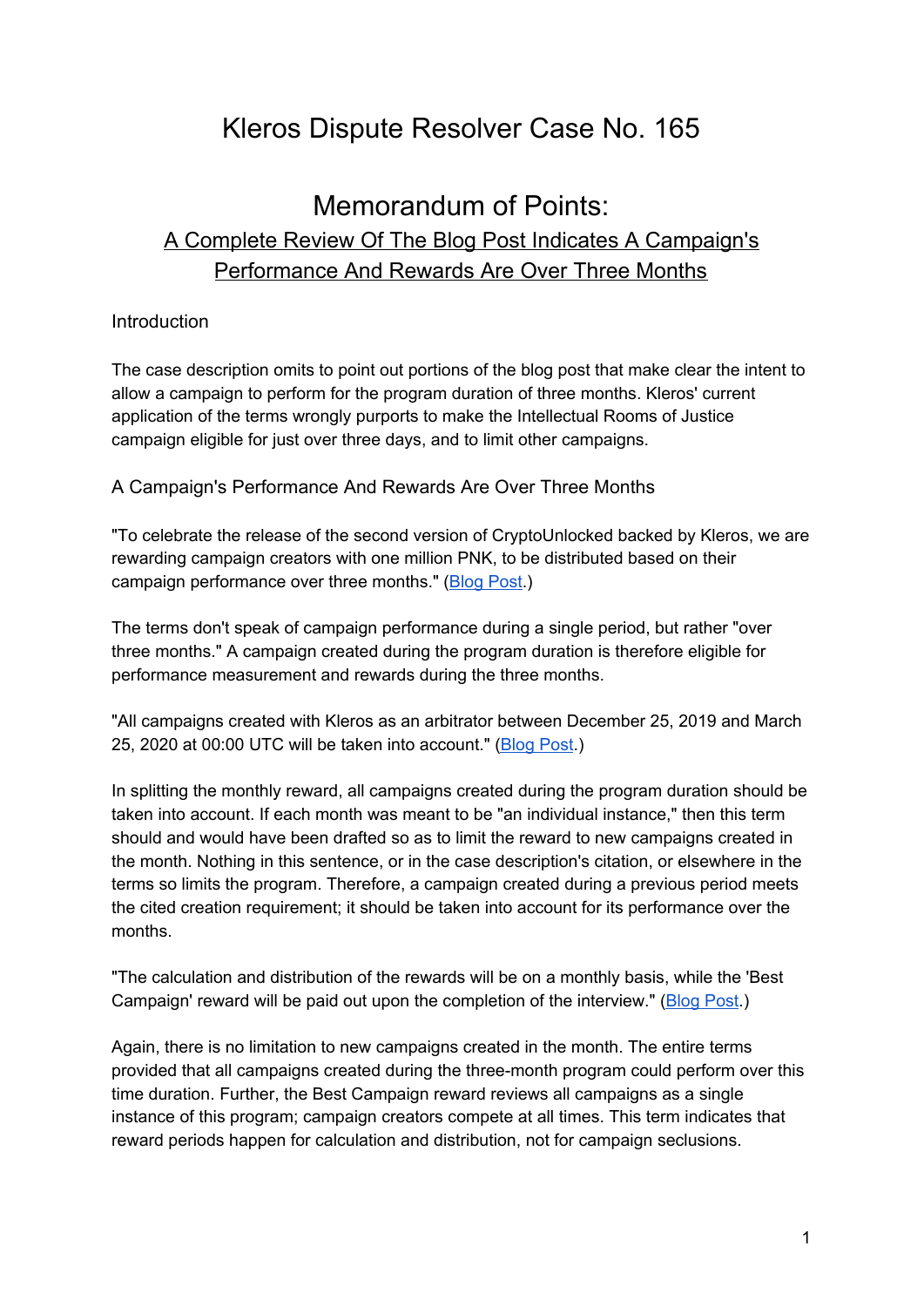# Kleros Dispute Resolver Case No. 165

## Memorandum of Points:

### A Complete Review Of The Blog Post Indicates A Campaign's Performance And Rewards Are Over Three Months

Introduction

The case description omits to point out portions of the blog post that make clear the intent to allow a campaign to perform for the program duration of three months. Kleros' current application of the terms wrongly purports to make the Intellectual Rooms of Justice campaign eligible for just over three days, and to limit other campaigns.

A Campaign's Performance And Rewards Are Over Three Months

"To celebrate the release of the second version of CryptoUnlocked backed by Kleros, we are rewarding campaign creators with one million PNK, to be distributed based on their campaign performance over three months." (Blog Post.)

The terms don't speak of campaign performance during a single period, but rather "over three months." A campaign created during the program duration is therefore eligible for performance measurement and rewards during the three months.

"All campaigns created with Kleros as an arbitrator between December 25, 2019 and March 25, 2020 at 00:00 UTC will be taken into account." (Blog Post.)

In splitting the monthly reward, all campaigns created during the program duration should be taken into account. If each month was meant to be "an individual instance," then this term should and would have been drafted so as to limit the reward to new campaigns created in the month. Nothing in this sentence, or in the case description's citation, or elsewhere in the terms so limits the program. Therefore, a campaign created during a previous period meets the cited creation requirement; it should be taken into account for its performance over the months.

"The calculation and distribution of the rewards will be on a monthly basis, while the 'Best Campaign' reward will be paid out upon the completion of the interview." (Blog Post.)

Again, there is no limitation to new campaigns created in the month. The entire terms provided that all campaigns created during the three-month program could perform over this time duration. Further, the Best Campaign reward reviews all campaigns as a single instance of this program; campaign creators compete at all times. This term indicates that reward periods happen for calculation and distribution, not for campaign seclusions.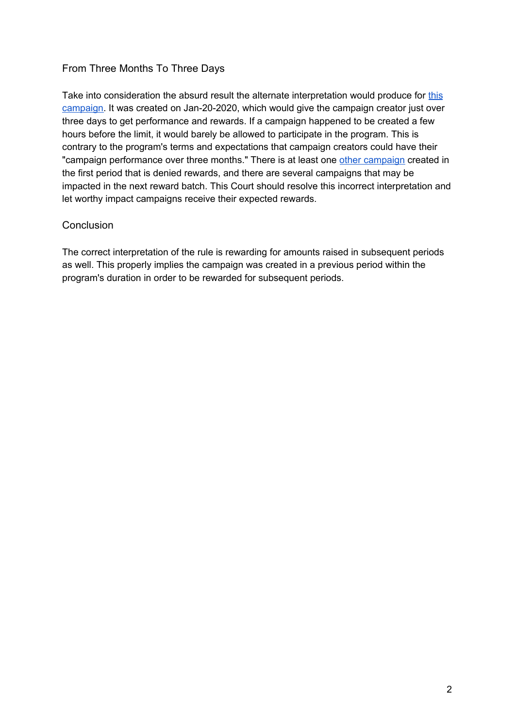## From Three Months To Three Days

Take into consideration the absurd result the alternate interpretation would produce for [this campaign](). It was created on Jan-20-2020, which would give the campaign creator just over three days to get performance and rewards. If a campaign happened to be created a few hours before the limit, it would barely be allowed to participate in the program. This is contrary to the program's terms and expectations that campaign creators could have their "campaign performance over three months." There is at least one [other campaign]() created in the first period that is denied rewards, and there are several campaigns that may be impacted in the next reward batch. This Court should resolve this incorrect interpretation and let worthy impact campaigns receive their expected rewards.

## Conclusion

The correct interpretation of the rule is rewarding for amounts raised in subsequent periods as well. This properly implies the campaign was created in a previous period within the program's duration in order to be rewarded for subsequent periods.